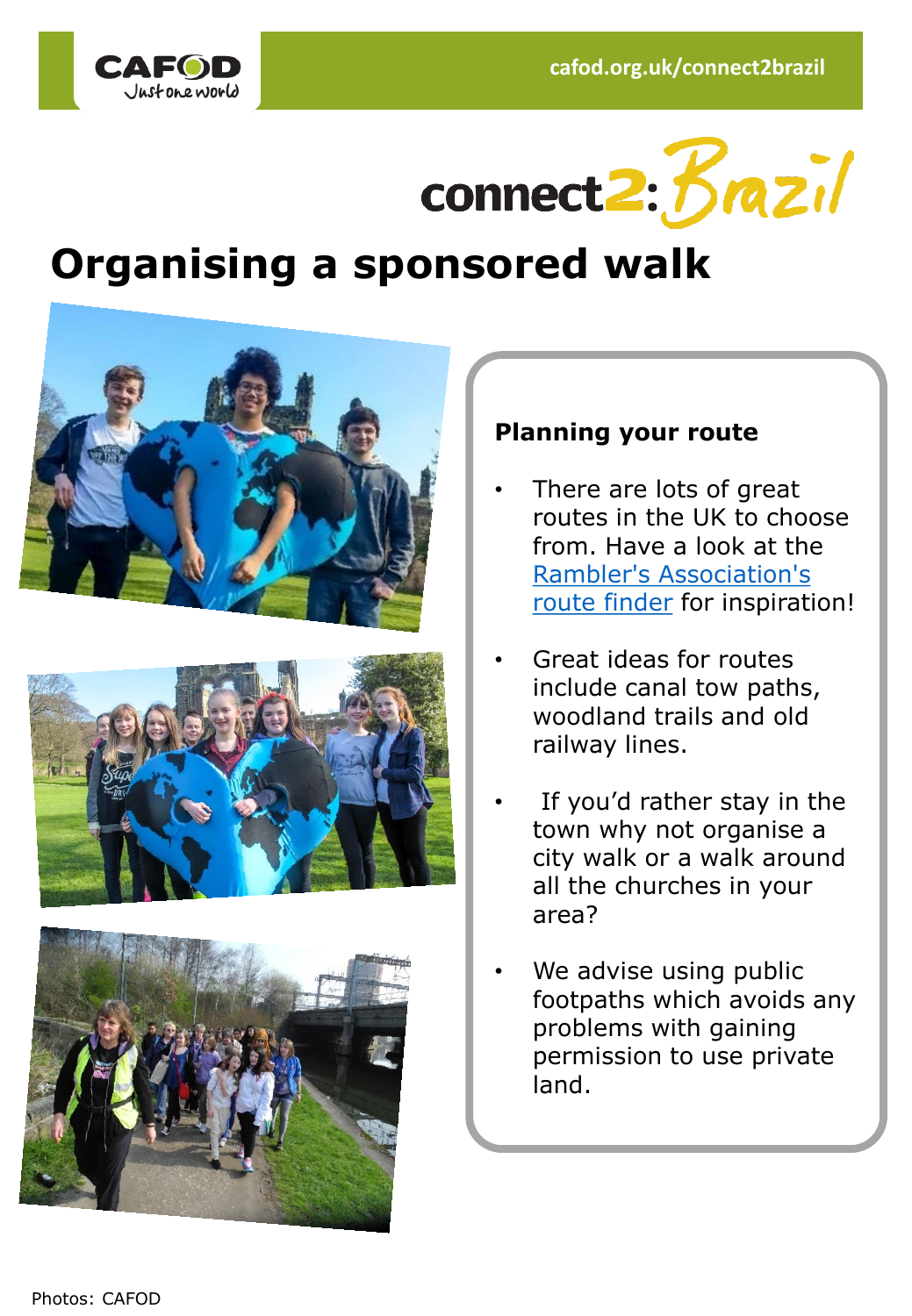cafod.org.uk/connect2brazil

connect2: Brazil

# Organising a sponsored walk

### Planning your route

- There are lots of great routes in the UK to choose from. Have a look at the [Rambler's Association's route finder]() for inspiration!
- Great ideas for routes include canal tow paths, woodland trails and old railway lines.
- If you'd rather stay in the town why not organise a city walk or a walk around all the churches in your area?
- We advise using public footpaths which avoids any problems with gaining permission to use private land.

Photos: CAFOD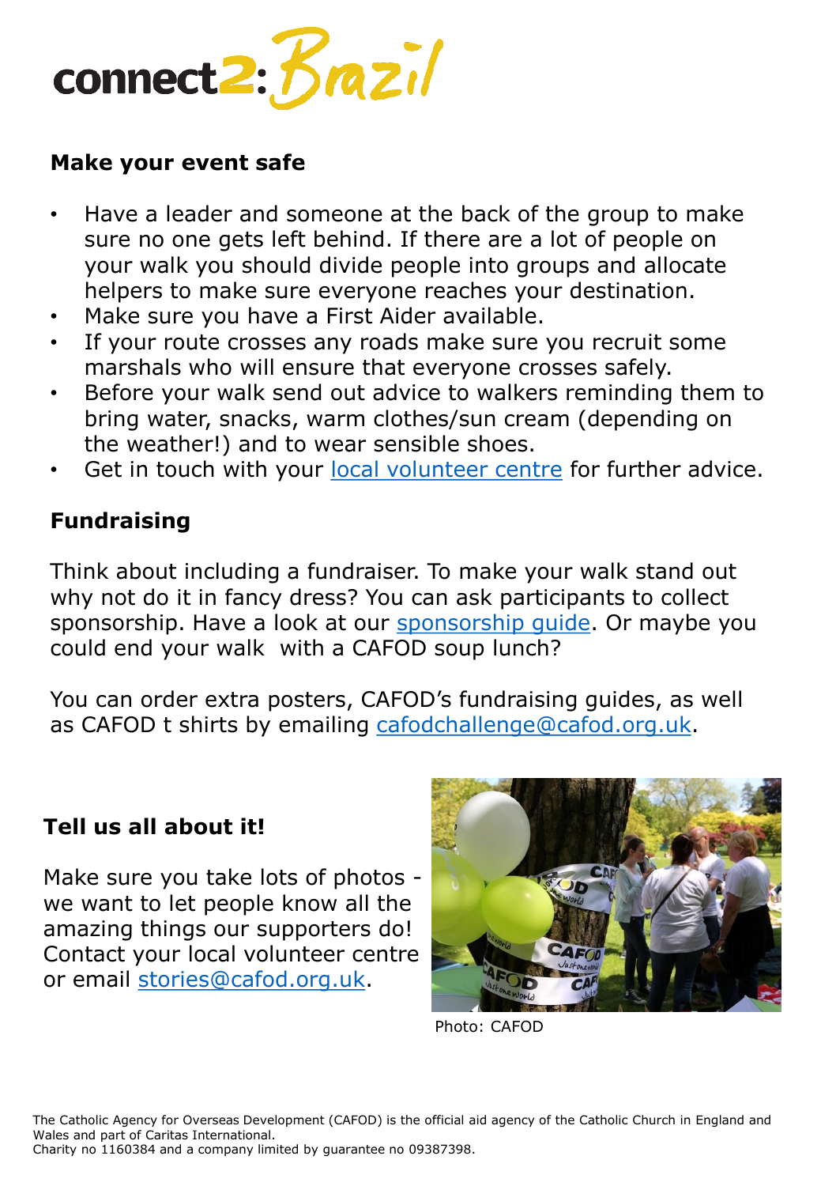connect2: Brazil

## Make your event safe

- Have a leader and someone at the back of the group to make sure no one gets left behind. If there are a lot of people on your walk you should divide people into groups and allocate helpers to make sure everyone reaches your destination.
- Make sure you have a First Aider available.
- If your route crosses any roads make sure you recruit some marshals who will ensure that everyone crosses safely.
- Before your walk send out advice to walkers reminding them to bring water, snacks, warm clothes/sun cream (depending on the weather!) and to wear sensible shoes.
- Get in touch with your local volunteer centre for further advice.

## Fundraising

Think about including a fundraiser. To make your walk stand out why not do it in fancy dress? You can ask participants to collect sponsorship. Have a look at our sponsorship guide. Or maybe you could end your walk with a CAFOD soup lunch?

You can order extra posters, CAFOD's fundraising guides, as well as CAFOD t shirts by emailing cafodchallenge@cafod.org.uk.

## Tell us all about it!

Make sure you take lots of photos - we want to let people know all the amazing things our supporters do! Contact your local volunteer centre or email stories@cafod.org.uk.

Photo: CAFOD

The Catholic Agency for Overseas Development (CAFOD) is the official aid agency of the Catholic Church in England and Wales and part of Caritas International.
Charity no 1160384 and a company limited by guarantee no 09387398.